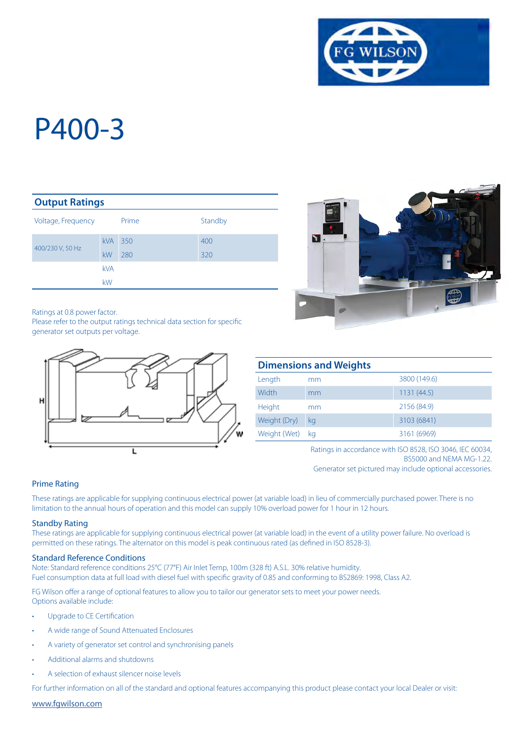# P400-3

## Output Ratings

| Voltage, Frequency | | Prime | Standby |
|---|---|---|---|
| 400/230 V, 50 Hz | kVA | 350 | 400 |
| | kW | 280 | 320 |
| | kVA | | |
| | kW | | |

Ratings at 0.8 power factor.
Please refer to the output ratings technical data section for specific generator set outputs per voltage.

## Dimensions and Weights

| | | |
|---|---|---|
| Length | mm | 3800 (149.6) |
| Width | mm | 1131 (44.5) |
| Height | mm | 2156 (84.9) |
| Weight (Dry) | kg | 3103 (6841) |
| Weight (Wet) | kg | 3161 (6969) |

Ratings in accordance with ISO 8528, ISO 3046, IEC 60034, BS5000 and NEMA MG-1.22.
Generator set pictured may include optional accessories.

### Prime Rating

These ratings are applicable for supplying continuous electrical power (at variable load) in lieu of commercially purchased power. There is no limitation to the annual hours of operation and this model can supply 10% overload power for 1 hour in 12 hours.

### Standby Rating

These ratings are applicable for supplying continuous electrical power (at variable load) in the event of a utility power failure. No overload is permitted on these ratings. The alternator on this model is peak continuous rated (as defined in ISO 8528-3).

### Standard Reference Conditions

Note: Standard reference conditions 25°C (77°F) Air Inlet Temp, 100m (328 ft) A.S.L. 30% relative humidity.
Fuel consumption data at full load with diesel fuel with specific gravity of 0.85 and conforming to BS2869: 1998, Class A2.

FG Wilson offer a range of optional features to allow you to tailor our generator sets to meet your power needs.
Options available include:

- Upgrade to CE Certification
- A wide range of Sound Attenuated Enclosures
- A variety of generator set control and synchronising panels
- Additional alarms and shutdowns
- A selection of exhaust silencer noise levels

For further information on all of the standard and optional features accompanying this product please contact your local Dealer or visit:

www.fgwilson.com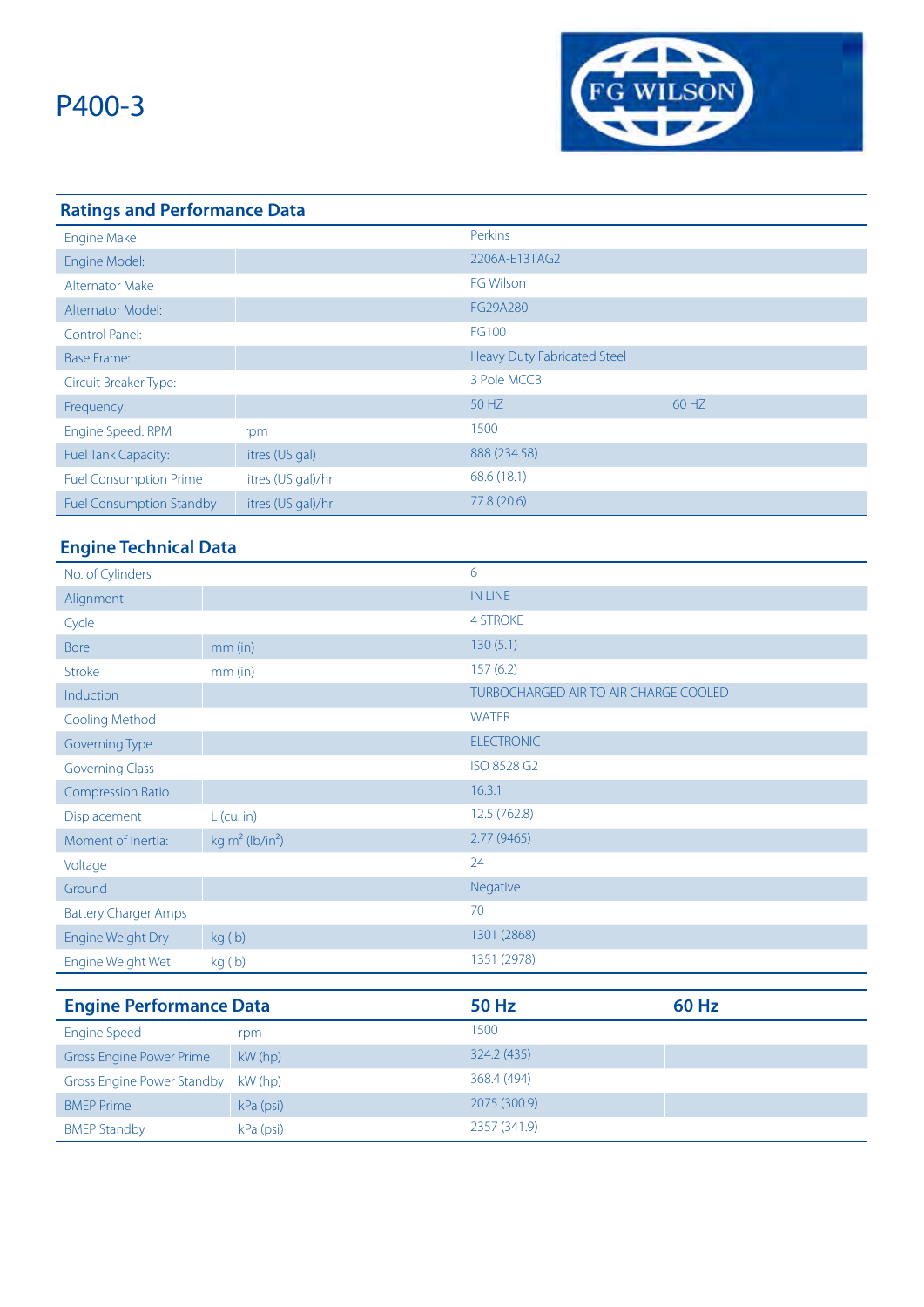# P400-3

FG WILSON

## Ratings and Performance Data

| | | | |
|---|---|---|---|
| Engine Make | | Perkins | |
| Engine Model: | | 2206A-E13TAG2 | |
| Alternator Make | | FG Wilson | |
| Alternator Model: | | FG29A280 | |
| Control Panel: | | FG100 | |
| Base Frame: | | Heavy Duty Fabricated Steel | |
| Circuit Breaker Type: | | 3 Pole MCCB | |
| Frequency: | | 50 HZ | 60 HZ |
| Engine Speed: RPM | rpm | 1500 | |
| Fuel Tank Capacity: | litres (US gal) | 888 (234.58) | |
| Fuel Consumption Prime | litres (US gal)/hr | 68.6 (18.1) | |
| Fuel Consumption Standby | litres (US gal)/hr | 77.8 (20.6) | |

## Engine Technical Data

| | | |
|---|---|---|
| No. of Cylinders | | 6 |
| Alignment | | IN LINE |
| Cycle | | 4 STROKE |
| Bore | mm (in) | 130 (5.1) |
| Stroke | mm (in) | 157 (6.2) |
| Induction | | TURBOCHARGED AIR TO AIR CHARGE COOLED |
| Cooling Method | | WATER |
| Governing Type | | ELECTRONIC |
| Governing Class | | ISO 8528 G2 |
| Compression Ratio | | 16.3:1 |
| Displacement | L (cu. in) | 12.5 (762.8) |
| Moment of Inertia: | kg m² (lb/in²) | 2.77 (9465) |
| Voltage | | 24 |
| Ground | | Negative |
| Battery Charger Amps | | 70 |
| Engine Weight Dry | kg (lb) | 1301 (2868) |
| Engine Weight Wet | kg (lb) | 1351 (2978) |

## Engine Performance Data

| Engine Performance Data | | 50 Hz | 60 Hz |
|---|---|---|---|
| Engine Speed | rpm | 1500 | |
| Gross Engine Power Prime | kW (hp) | 324.2 (435) | |
| Gross Engine Power Standby | kW (hp) | 368.4 (494) | |
| BMEP Prime | kPa (psi) | 2075 (300.9) | |
| BMEP Standby | kPa (psi) | 2357 (341.9) | |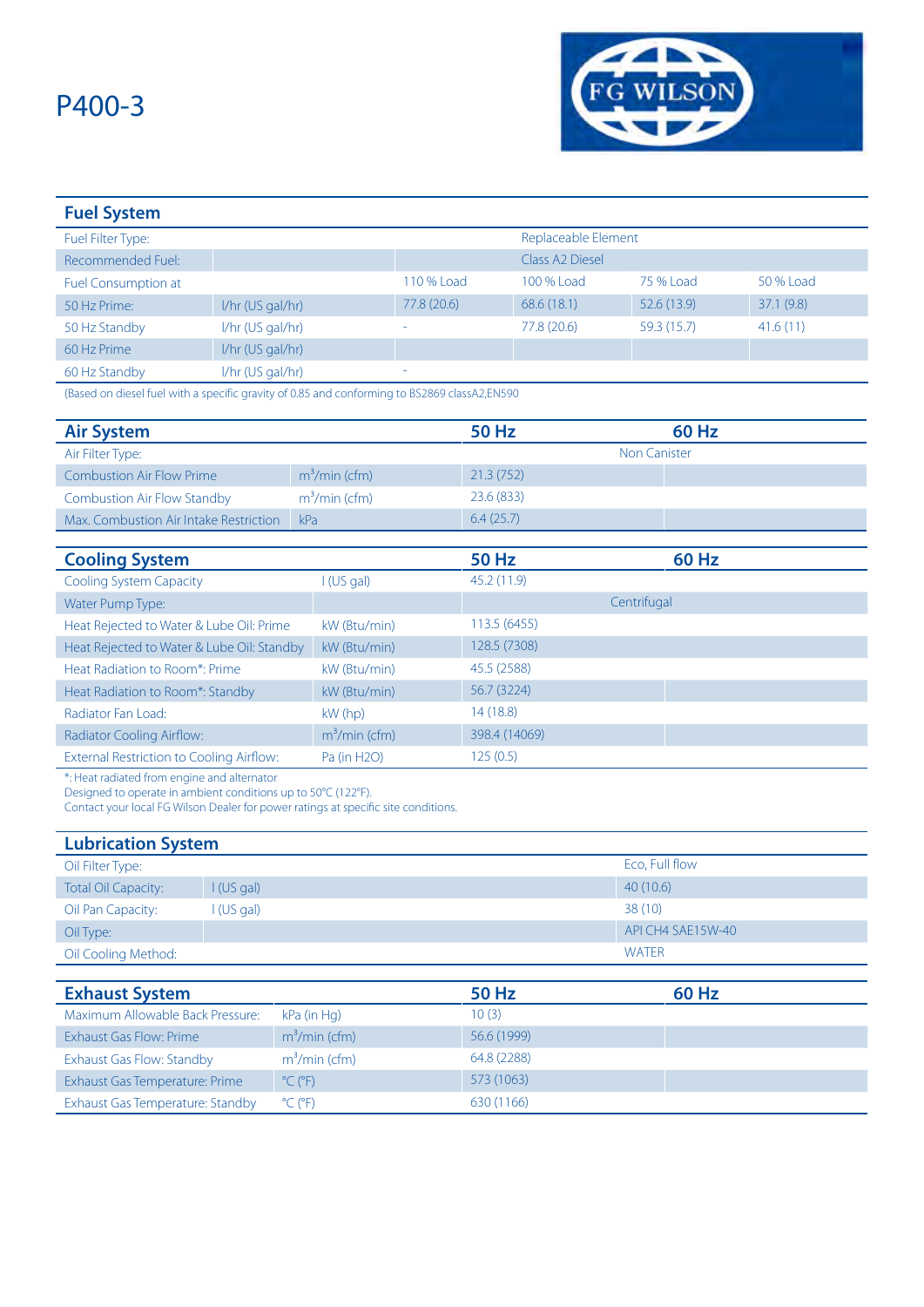# P400-3

## Fuel System

| Fuel Filter Type: | | Replaceable Element | | | |
|---|---|---|---|---|---|
| Recommended Fuel: | | Class A2 Diesel | | | |
| Fuel Consumption at | | 110 % Load | 100 % Load | 75 % Load | 50 % Load |
| 50 Hz Prime: | l/hr (US gal/hr) | 77.8 (20.6) | 68.6 (18.1) | 52.6 (13.9) | 37.1 (9.8) |
| 50 Hz Standby | l/hr (US gal/hr) | - | 77.8 (20.6) | 59.3 (15.7) | 41.6 (11) |
| 60 Hz Prime | l/hr (US gal/hr) | | | | |
| 60 Hz Standby | l/hr (US gal/hr) | - | | | |

(Based on diesel fuel with a specific gravity of 0.85 and conforming to BS2869 classA2,EN590

## Air System

| Air System | | 50 Hz | 60 Hz |
|---|---|---|---|
| Air Filter Type: | | Non Canister | |
| Combustion Air Flow Prime | $m^3$/min (cfm) | 21.3 (752) | |
| Combustion Air Flow Standby | $m^3$/min (cfm) | 23.6 (833) | |
| Max. Combustion Air Intake Restriction | kPa | 6.4 (25.7) | |

## Cooling System

| Cooling System | | 50 Hz | 60 Hz |
|---|---|---|---|
| Cooling System Capacity | l (US gal) | 45.2 (11.9) | |
| Water Pump Type: | | Centrifugal | |
| Heat Rejected to Water & Lube Oil: Prime | kW (Btu/min) | 113.5 (6455) | |
| Heat Rejected to Water & Lube Oil: Standby | kW (Btu/min) | 128.5 (7308) | |
| Heat Radiation to Room*: Prime | kW (Btu/min) | 45.5 (2588) | |
| Heat Radiation to Room*: Standby | kW (Btu/min) | 56.7 (3224) | |
| Radiator Fan Load: | kW (hp) | 14 (18.8) | |
| Radiator Cooling Airflow: | $m^3$/min (cfm) | 398.4 (14069) | |
| External Restriction to Cooling Airflow: | Pa (in H2O) | 125 (0.5) | |

*: Heat radiated from engine and alternator
Designed to operate in ambient conditions up to 50°C (122°F).
Contact your local FG Wilson Dealer for power ratings at specific site conditions.

## Lubrication System

| Oil Filter Type: | | Eco, Full flow |
|---|---|---|
| Total Oil Capacity: | l (US gal) | 40 (10.6) |
| Oil Pan Capacity: | l (US gal) | 38 (10) |
| Oil Type: | | API CH4 SAE15W-40 |
| Oil Cooling Method: | | WATER |

## Exhaust System

| Exhaust System | | 50 Hz | 60 Hz |
|---|---|---|---|
| Maximum Allowable Back Pressure: | kPa (in Hg) | 10 (3) | |
| Exhaust Gas Flow: Prime | $m^3$/min (cfm) | 56.6 (1999) | |
| Exhaust Gas Flow: Standby | $m^3$/min (cfm) | 64.8 (2288) | |
| Exhaust Gas Temperature: Prime | °C (°F) | 573 (1063) | |
| Exhaust Gas Temperature: Standby | °C (°F) | 630 (1166) | |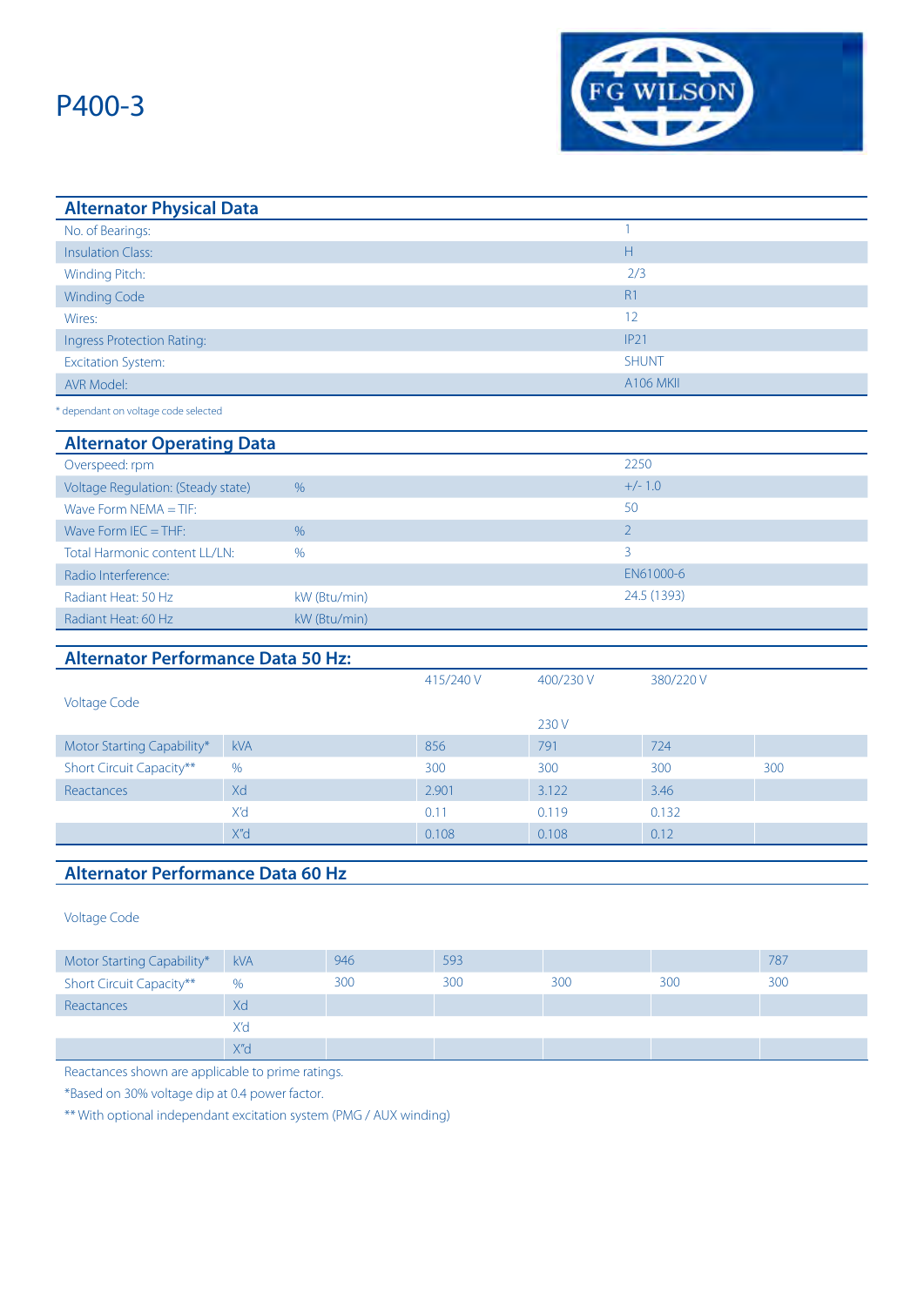# P400-3

FG WILSON

## Alternator Physical Data

| | |
|---|---|
| No. of Bearings: | 1 |
| Insulation Class: | H |
| Winding Pitch: | 2/3 |
| Winding Code | R1 |
| Wires: | 12 |
| Ingress Protection Rating: | IP21 |
| Excitation System: | SHUNT |
| AVR Model: | A106 MKII |

* dependant on voltage code selected

## Alternator Operating Data

| | | |
|---|---|---|
| Overspeed: rpm | | 2250 |
| Voltage Regulation: (Steady state) | % | +/- 1.0 |
| Wave Form NEMA = TIF: | | 50 |
| Wave Form IEC = THF: | % | 2 |
| Total Harmonic content LL/LN: | % | 3 |
| Radio Interference: | | EN61000-6 |
| Radiant Heat: 50 Hz | kW (Btu/min) | 24.5 (1393) |
| Radiant Heat: 60 Hz | kW (Btu/min) | |

## Alternator Performance Data 50 Hz:

| Voltage Code | | 415/240 V | 400/230 V<br>230 V | 380/220 V | |
|---|---|---|---|---|---|
| Motor Starting Capability* | kVA | 856 | 791 | 724 | |
| Short Circuit Capacity** | % | 300 | 300 | 300 | 300 |
| Reactances | Xd | 2.901 | 3.122 | 3.46 | |
| | X'd | 0.11 | 0.119 | 0.132 | |
| | X"d | 0.108 | 0.108 | 0.12 | |

## Alternator Performance Data 60 Hz

| Voltage Code | | | | | | |
|---|---|---|---|---|---|---|
| Motor Starting Capability* | kVA | 946 | 593 | | | 787 |
| Short Circuit Capacity** | % | 300 | 300 | 300 | 300 | 300 |
| Reactances | Xd | | | | | |
| | X'd | | | | | |
| | X"d | | | | | |

Reactances shown are applicable to prime ratings.

*Based on 30% voltage dip at 0.4 power factor.

** With optional independant excitation system (PMG / AUX winding)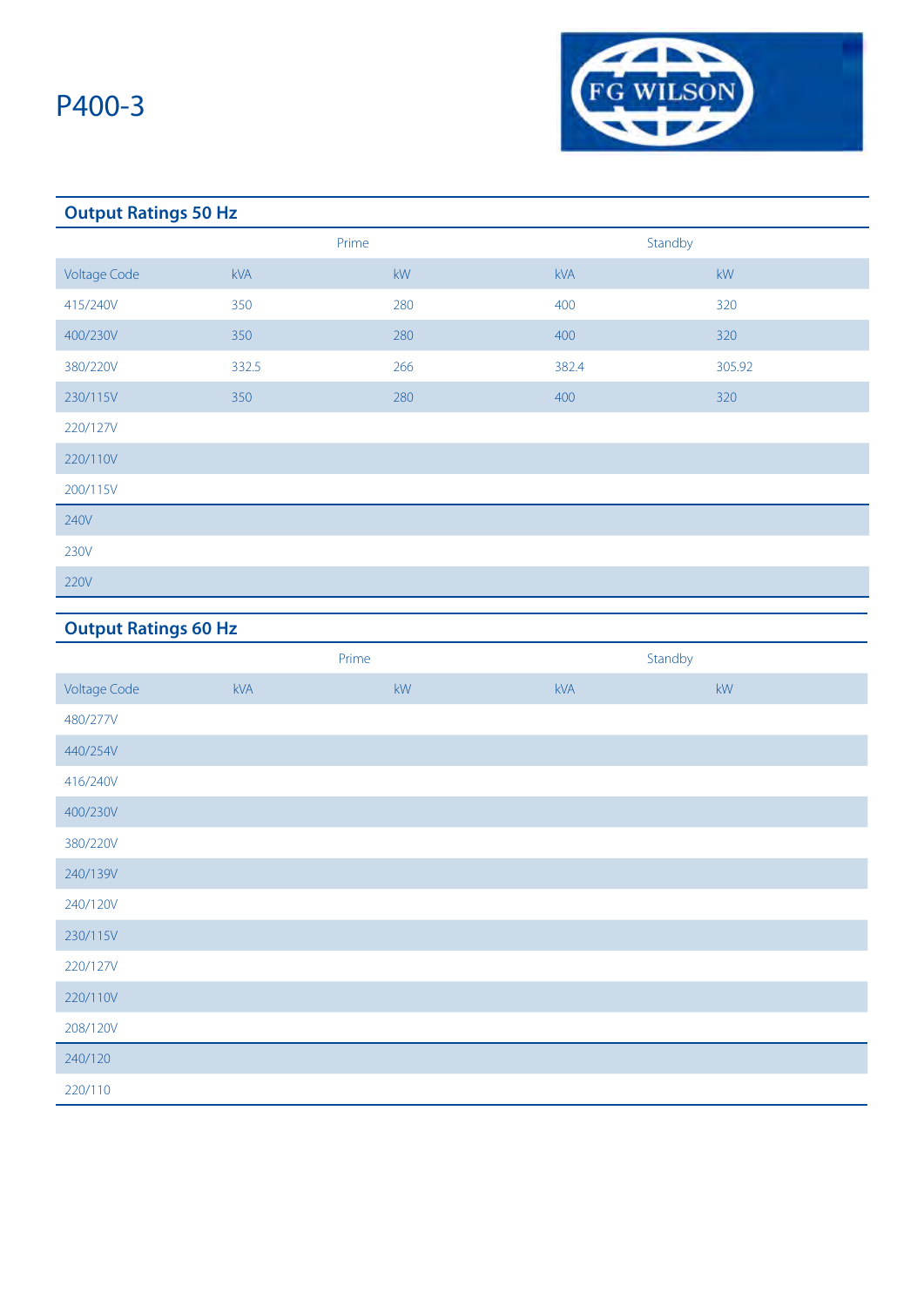# P400-3

FG WILSON

## Output Ratings 50 Hz

| | Prime | | Standby | |
|---|---|---|---|---|
| Voltage Code | kVA | kW | kVA | kW |
| 415/240V | 350 | 280 | 400 | 320 |
| 400/230V | 350 | 280 | 400 | 320 |
| 380/220V | 332.5 | 266 | 382.4 | 305.92 |
| 230/115V | 350 | 280 | 400 | 320 |
| 220/127V | | | | |
| 220/110V | | | | |
| 200/115V | | | | |
| 240V | | | | |
| 230V | | | | |
| 220V | | | | |

## Output Ratings 60 Hz

| | Prime | | Standby | |
|---|---|---|---|---|
| Voltage Code | kVA | kW | kVA | kW |
| 480/277V | | | | |
| 440/254V | | | | |
| 416/240V | | | | |
| 400/230V | | | | |
| 380/220V | | | | |
| 240/139V | | | | |
| 240/120V | | | | |
| 230/115V | | | | |
| 220/127V | | | | |
| 220/110V | | | | |
| 208/120V | | | | |
| 240/120 | | | | |
| 220/110 | | | | |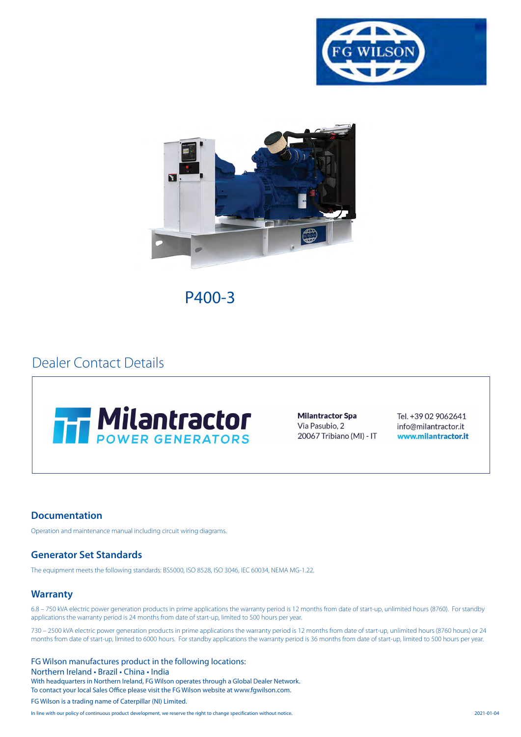FG WILSON

# P400-3

## Dealer Contact Details

Milantractor POWER GENERATORS

**Milantractor Spa**
Via Pasubio, 2
20067 Tribiano (MI) - IT

Tel. +39 02 9062641
info@milantractor.it
**www.milantractor.it**

## Documentation

Operation and maintenance manual including circuit wiring diagrams.

## Generator Set Standards

The equipment meets the following standards: BS5000, ISO 8528, ISO 3046, IEC 60034, NEMA MG-1.22.

## Warranty

6.8 – 750 kVA electric power generation products in prime applications the warranty period is 12 months from date of start-up, unlimited hours (8760). For standby applications the warranty period is 24 months from date of start-up, limited to 500 hours per year.

730 – 2500 kVA electric power generation products in prime applications the warranty period is 12 months from date of start-up, unlimited hours (8760 hours) or 24 months from date of start-up, limited to 6000 hours. For standby applications the warranty period is 36 months from date of start-up, limited to 500 hours per year.

FG Wilson manufactures product in the following locations:
Northern Ireland • Brazil • China • India
With headquarters in Northern Ireland, FG Wilson operates through a Global Dealer Network.
To contact your local Sales Office please visit the FG Wilson website at www.fgwilson.com.

FG Wilson is a trading name of Caterpillar (NI) Limited.

In line with our policy of continuous product development, we reserve the right to change specification without notice.

2021-01-04